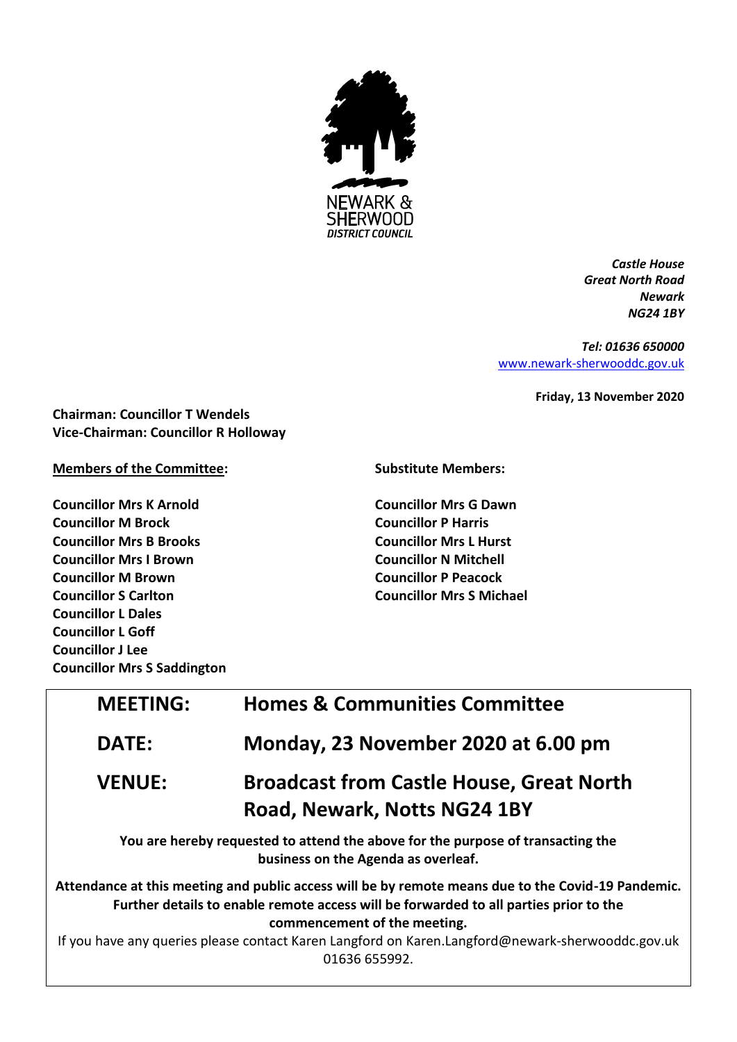NEWARK & SHERWOOD DISTRICT COUNCIL

*Castle House*
*Great North Road*
*Newark*
*NG24 1BY*

*Tel: 01636 650000*
[www.newark-sherwooddc.gov.uk](http://www.newark-sherwooddc.gov.uk)

**Friday, 13 November 2020**

**Chairman: Councillor T Wendels**
**Vice-Chairman: Councillor R Holloway**

**Members of the Committee:**

**Councillor Mrs K Arnold**
**Councillor M Brock**
**Councillor Mrs B Brooks**
**Councillor Mrs I Brown**
**Councillor M Brown**
**Councillor S Carlton**
**Councillor L Dales**
**Councillor L Goff**
**Councillor J Lee**
**Councillor Mrs S Saddington**

**Substitute Members:**

**Councillor Mrs G Dawn**
**Councillor P Harris**
**Councillor Mrs L Hurst**
**Councillor N Mitchell**
**Councillor P Peacock**
**Councillor Mrs S Michael**

| | |
|---|---|
| **MEETING:** | **Homes & Communities Committee** |
| **DATE:** | **Monday, 23 November 2020 at 6.00 pm** |
| **VENUE:** | **Broadcast from Castle House, Great North Road, Newark, Notts NG24 1BY** |

**You are hereby requested to attend the above for the purpose of transacting the business on the Agenda as overleaf.**

**Attendance at this meeting and public access will be by remote means due to the Covid-19 Pandemic. Further details to enable remote access will be forwarded to all parties prior to the commencement of the meeting.**

If you have any queries please contact Karen Langford on Karen.Langford@newark-sherwooddc.gov.uk 01636 655992.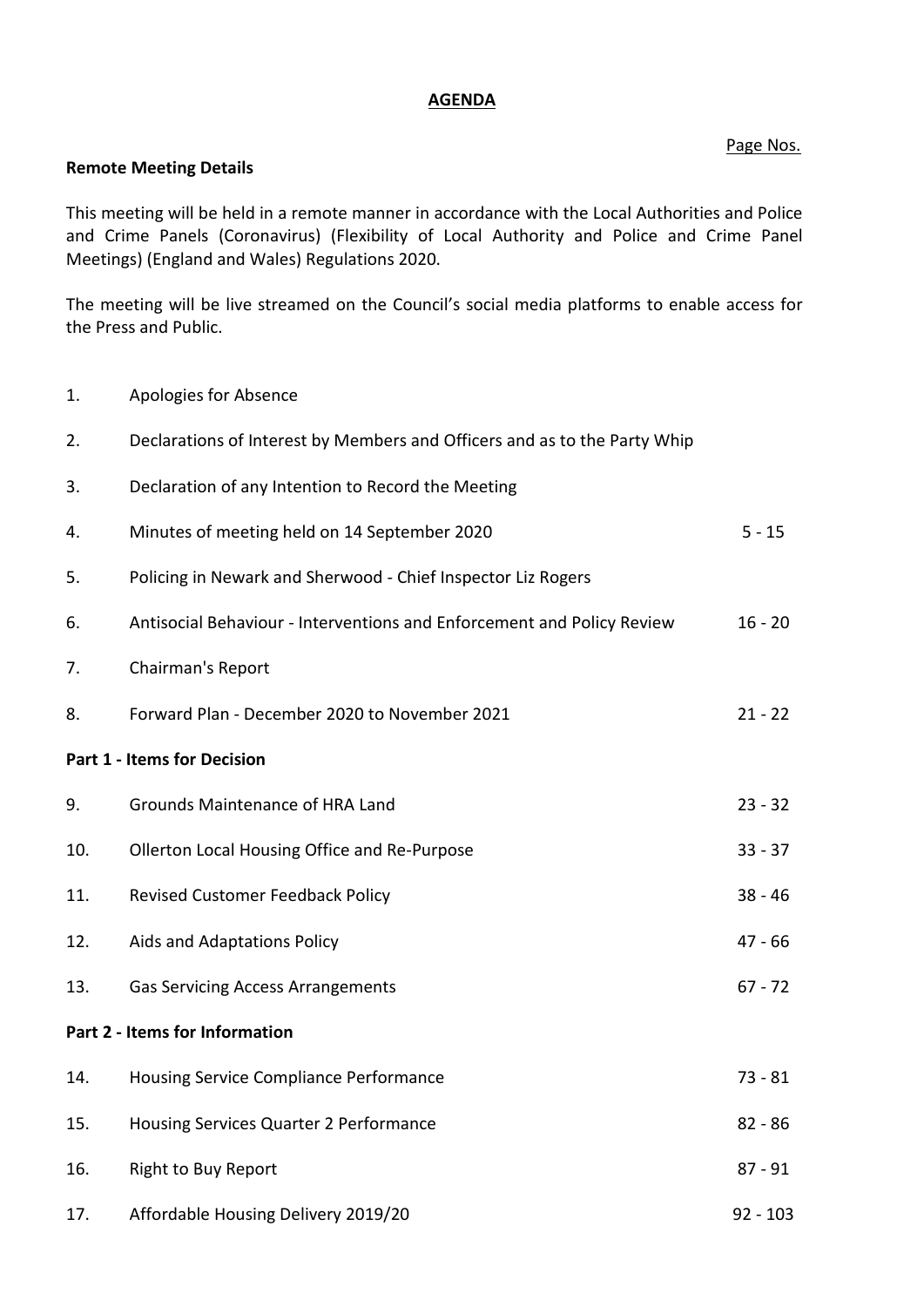# AGENDA

Page Nos.

**Remote Meeting Details**

This meeting will be held in a remote manner in accordance with the Local Authorities and Police and Crime Panels (Coronavirus) (Flexibility of Local Authority and Police and Crime Panel Meetings) (England and Wales) Regulations 2020.

The meeting will be live streamed on the Council's social media platforms to enable access for the Press and Public.

| | | |
|---|---|---|
| 1. | Apologies for Absence | |
| 2. | Declarations of Interest by Members and Officers and as to the Party Whip | |
| 3. | Declaration of any Intention to Record the Meeting | |
| 4. | Minutes of meeting held on 14 September 2020 | 5 - 15 |
| 5. | Policing in Newark and Sherwood - Chief Inspector Liz Rogers | |
| 6. | Antisocial Behaviour - Interventions and Enforcement and Policy Review | 16 - 20 |
| 7. | Chairman's Report | |
| 8. | Forward Plan - December 2020 to November 2021 | 21 - 22 |

**Part 1 - Items for Decision**

| | | |
|---|---|---|
| 9. | Grounds Maintenance of HRA Land | 23 - 32 |
| 10. | Ollerton Local Housing Office and Re-Purpose | 33 - 37 |
| 11. | Revised Customer Feedback Policy | 38 - 46 |
| 12. | Aids and Adaptations Policy | 47 - 66 |
| 13. | Gas Servicing Access Arrangements | 67 - 72 |

**Part 2 - Items for Information**

| | | |
|---|---|---|
| 14. | Housing Service Compliance Performance | 73 - 81 |
| 15. | Housing Services Quarter 2 Performance | 82 - 86 |
| 16. | Right to Buy Report | 87 - 91 |
| 17. | Affordable Housing Delivery 2019/20 | 92 - 103 |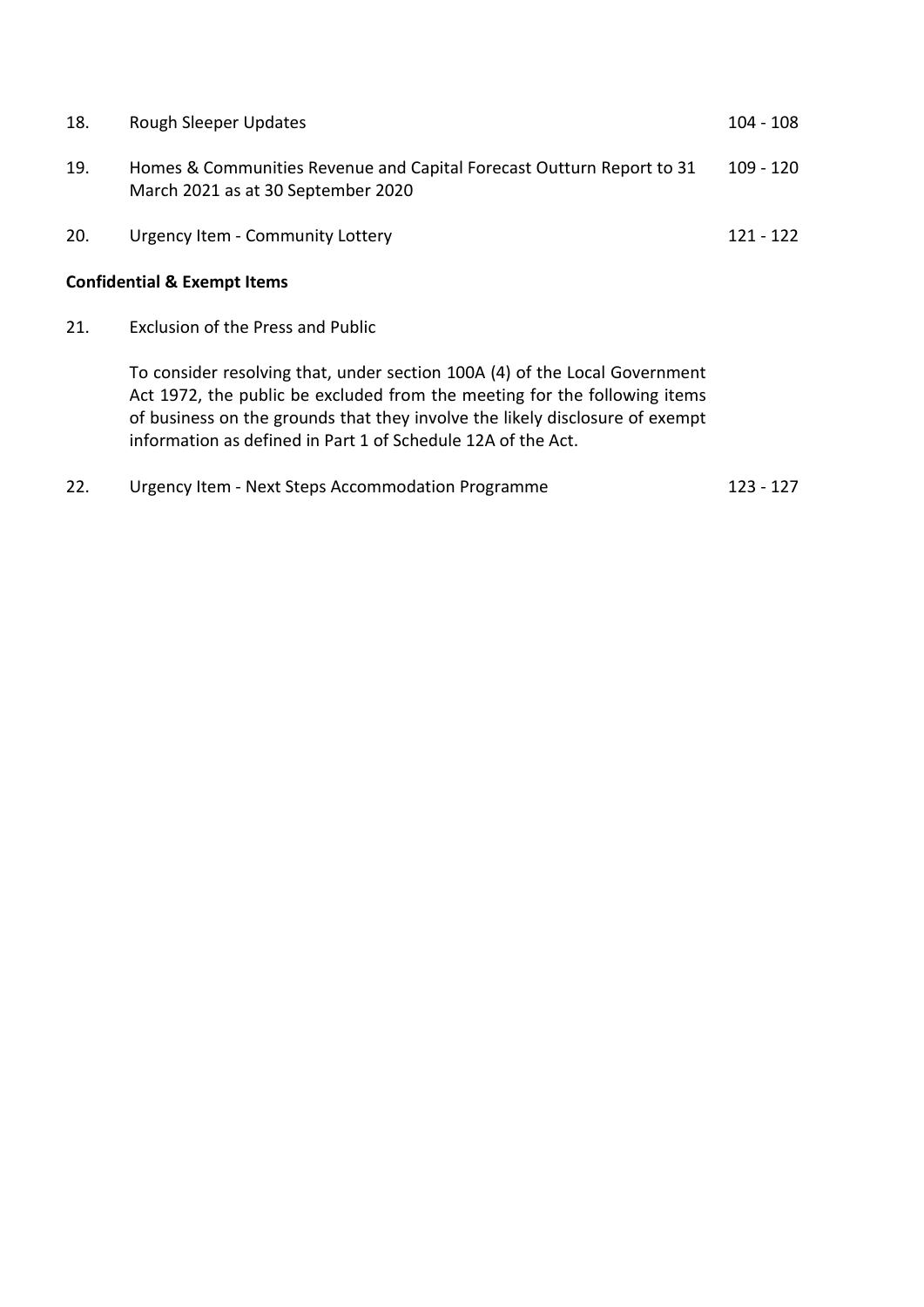| | | |
|---|---|---|
| 18. | Rough Sleeper Updates | 104 - 108 |
| 19. | Homes & Communities Revenue and Capital Forecast Outturn Report to 31 March 2021 as at 30 September 2020 | 109 - 120 |
| 20. | Urgency Item - Community Lottery | 121 - 122 |

**Confidential & Exempt Items**

| | | |
|---|---|---|
| 21. | Exclusion of the Press and Public<br><br>To consider resolving that, under section 100A (4) of the Local Government Act 1972, the public be excluded from the meeting for the following items of business on the grounds that they involve the likely disclosure of exempt information as defined in Part 1 of Schedule 12A of the Act. | |
| 22. | Urgency Item - Next Steps Accommodation Programme | 123 - 127 |